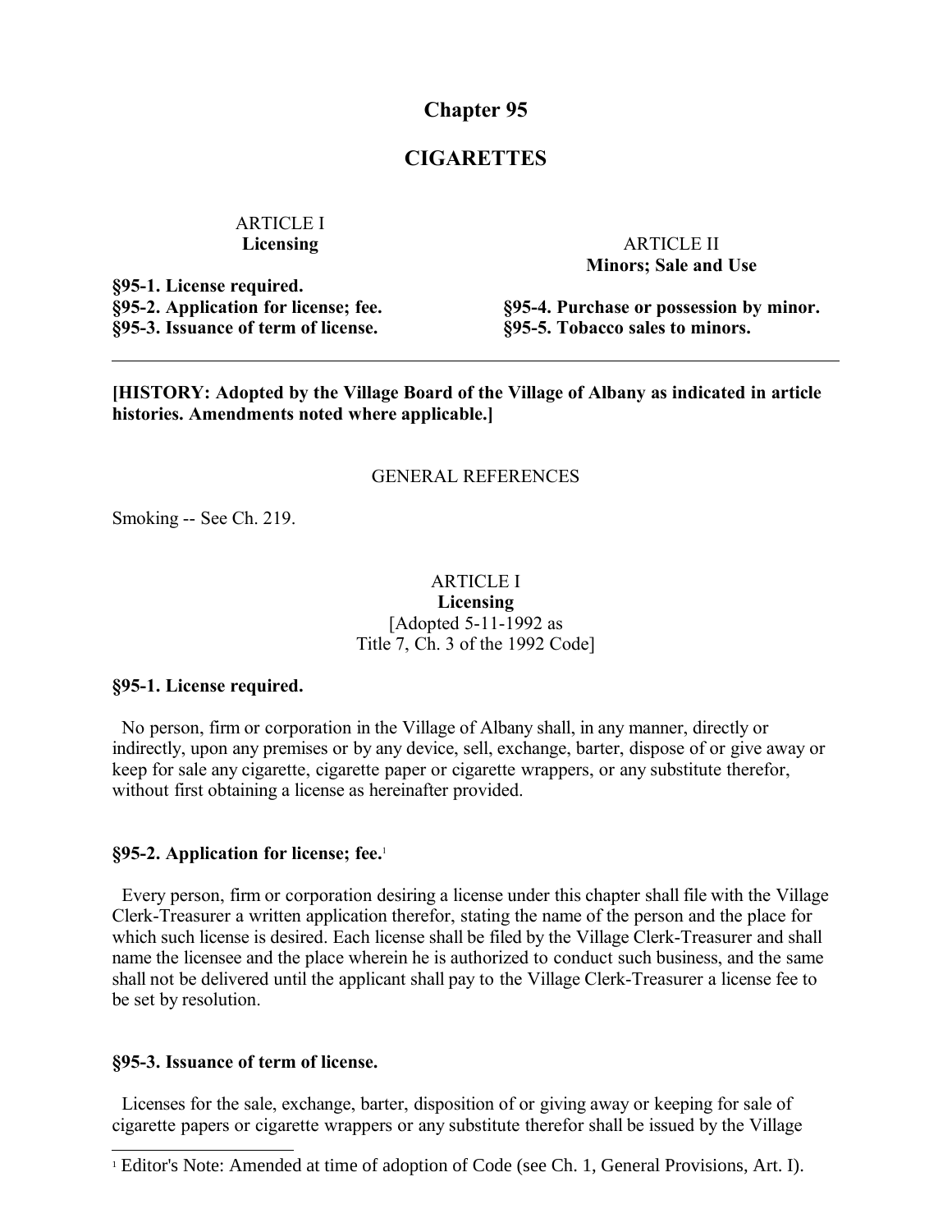# Chapter 95

# CIGARETTES

ARTICLE I
**Licensing**

**§95-1. License required.**
**§95-2. Application for license; fee.**
**§95-3. Issuance of term of license.**

ARTICLE II
**Minors; Sale and Use**

**§95-4. Purchase or possession by minor.**
**§95-5. Tobacco sales to minors.**

---

**[HISTORY: Adopted by the Village Board of the Village of Albany as indicated in article histories. Amendments noted where applicable.]**

GENERAL REFERENCES

Smoking -- See Ch. 219.

## ARTICLE I
## Licensing
[Adopted 5-11-1992 as Title 7, Ch. 3 of the 1992 Code]

### §95-1. License required.

No person, firm or corporation in the Village of Albany shall, in any manner, directly or indirectly, upon any premises or by any device, sell, exchange, barter, dispose of or give away or keep for sale any cigarette, cigarette paper or cigarette wrappers, or any substitute therefor, without first obtaining a license as hereinafter provided.

### §95-2. Application for license; fee.[1]

Every person, firm or corporation desiring a license under this chapter shall file with the Village Clerk-Treasurer a written application therefor, stating the name of the person and the place for which such license is desired. Each license shall be filed by the Village Clerk-Treasurer and shall name the licensee and the place wherein he is authorized to conduct such business, and the same shall not be delivered until the applicant shall pay to the Village Clerk-Treasurer a license fee to be set by resolution.

### §95-3. Issuance of term of license.

Licenses for the sale, exchange, barter, disposition of or giving away or keeping for sale of cigarette papers or cigarette wrappers or any substitute therefor shall be issued by the Village

---

[1] Editor's Note: Amended at time of adoption of Code (see Ch. 1, General Provisions, Art. I).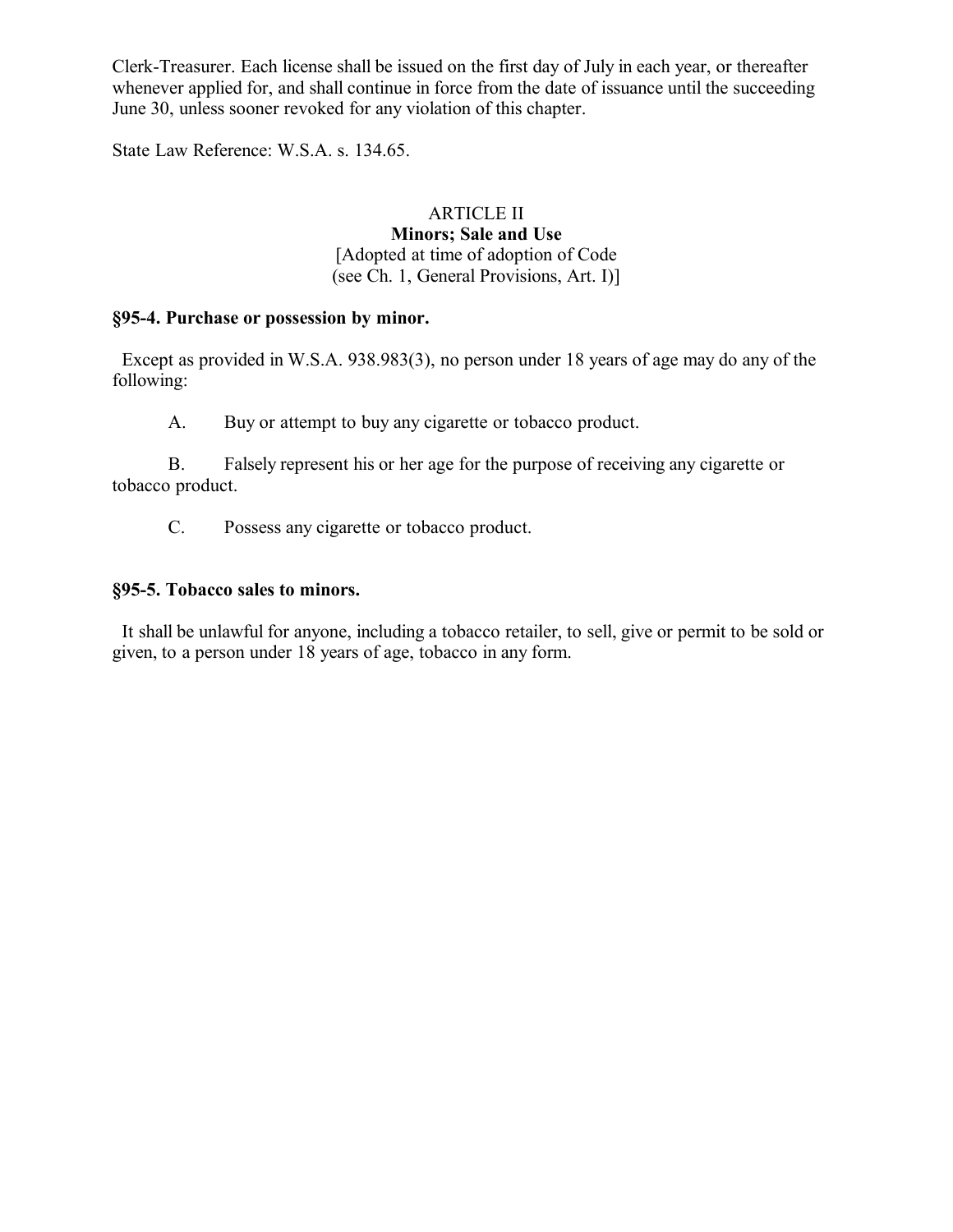Clerk-Treasurer. Each license shall be issued on the first day of July in each year, or thereafter whenever applied for, and shall continue in force from the date of issuance until the succeeding June 30, unless sooner revoked for any violation of this chapter.

State Law Reference: W.S.A. s. 134.65.

## ARTICLE II
## **Minors; Sale and Use**
[Adopted at time of adoption of Code
(see Ch. 1, General Provisions, Art. I)]

### **§95-4. Purchase or possession by minor.**

Except as provided in W.S.A. 938.983(3), no person under 18 years of age may do any of the following:

A. Buy or attempt to buy any cigarette or tobacco product.

B. Falsely represent his or her age for the purpose of receiving any cigarette or tobacco product.

C. Possess any cigarette or tobacco product.

### **§95-5. Tobacco sales to minors.**

It shall be unlawful for anyone, including a tobacco retailer, to sell, give or permit to be sold or given, to a person under 18 years of age, tobacco in any form.